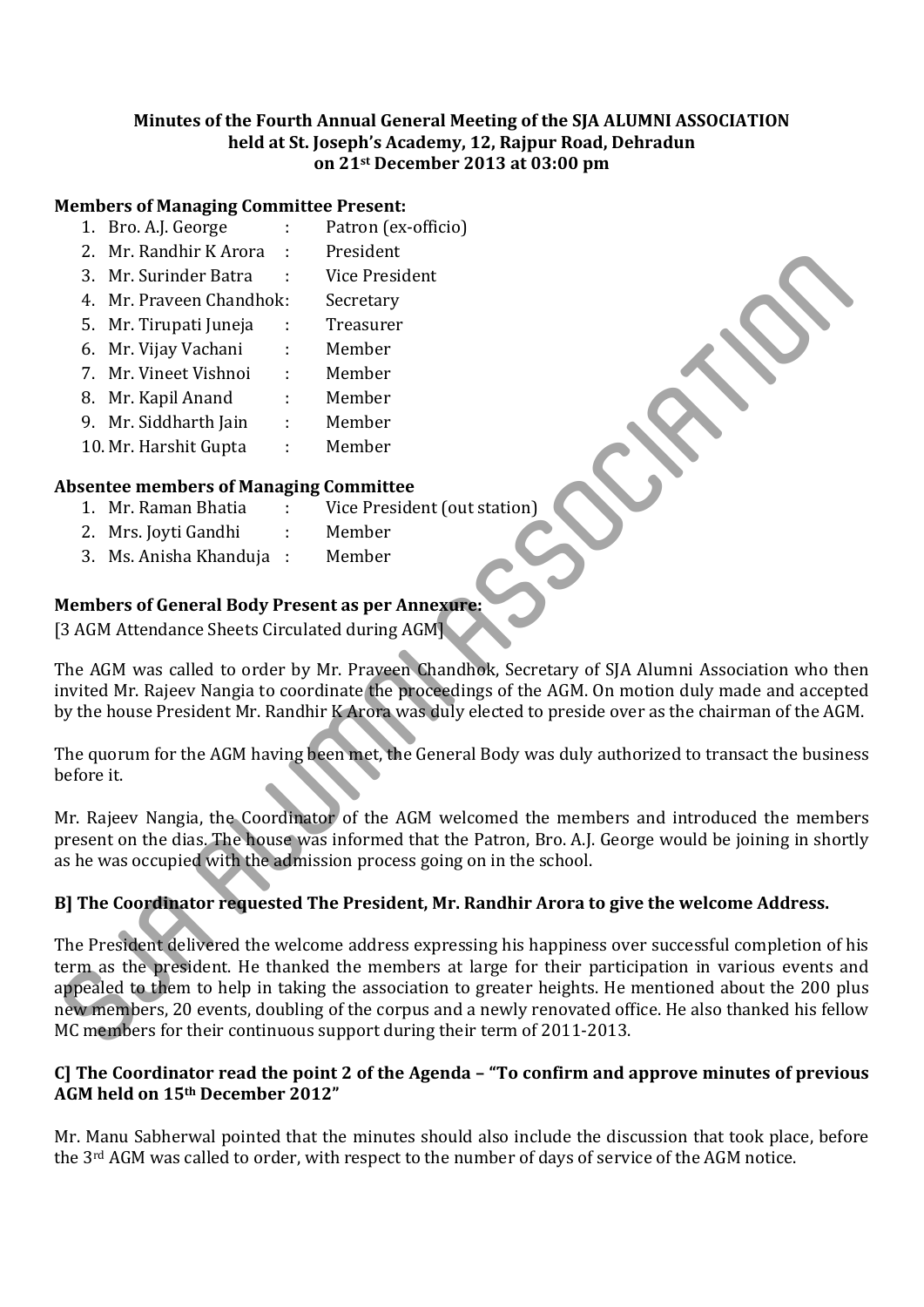**Minutes of the Fourth Annual General Meeting of the SJA ALUMNI ASSOCIATION**
**held at St. Joseph's Academy, 12, Rajpur Road, Dehradun**
**on 21st December 2013 at 03:00 pm**

**Members of Managing Committee Present:**

1. Bro. A.J. George : Patron (ex-officio)
2. Mr. Randhir K Arora : President
3. Mr. Surinder Batra : Vice President
4. Mr. Praveen Chandhok: Secretary
5. Mr. Tirupati Juneja : Treasurer
6. Mr. Vijay Vachani : Member
7. Mr. Vineet Vishnoi : Member
8. Mr. Kapil Anand : Member
9. Mr. Siddharth Jain : Member
10. Mr. Harshit Gupta : Member

**Absentee members of Managing Committee**

1. Mr. Raman Bhatia : Vice President (out station)
2. Mrs. Joyti Gandhi : Member
3. Ms. Anisha Khanduja : Member

**Members of General Body Present as per Annexure:**

[3 AGM Attendance Sheets Circulated during AGM]

The AGM was called to order by Mr. Praveen Chandhok, Secretary of SJA Alumni Association who then invited Mr. Rajeev Nangia to coordinate the proceedings of the AGM. On motion duly made and accepted by the house President Mr. Randhir K Arora was duly elected to preside over as the chairman of the AGM.

The quorum for the AGM having been met, the General Body was duly authorized to transact the business before it.

Mr. Rajeev Nangia, the Coordinator of the AGM welcomed the members and introduced the members present on the dias. The house was informed that the Patron, Bro. A.J. George would be joining in shortly as he was occupied with the admission process going on in the school.

**B] The Coordinator requested The President, Mr. Randhir Arora to give the welcome Address.**

The President delivered the welcome address expressing his happiness over successful completion of his term as the president. He thanked the members at large for their participation in various events and appealed to them to help in taking the association to greater heights. He mentioned about the 200 plus new members, 20 events, doubling of the corpus and a newly renovated office. He also thanked his fellow MC members for their continuous support during their term of 2011-2013.

**C] The Coordinator read the point 2 of the Agenda – "To confirm and approve minutes of previous AGM held on 15th December 2012"**

Mr. Manu Sabherwal pointed that the minutes should also include the discussion that took place, before the 3rd AGM was called to order, with respect to the number of days of service of the AGM notice.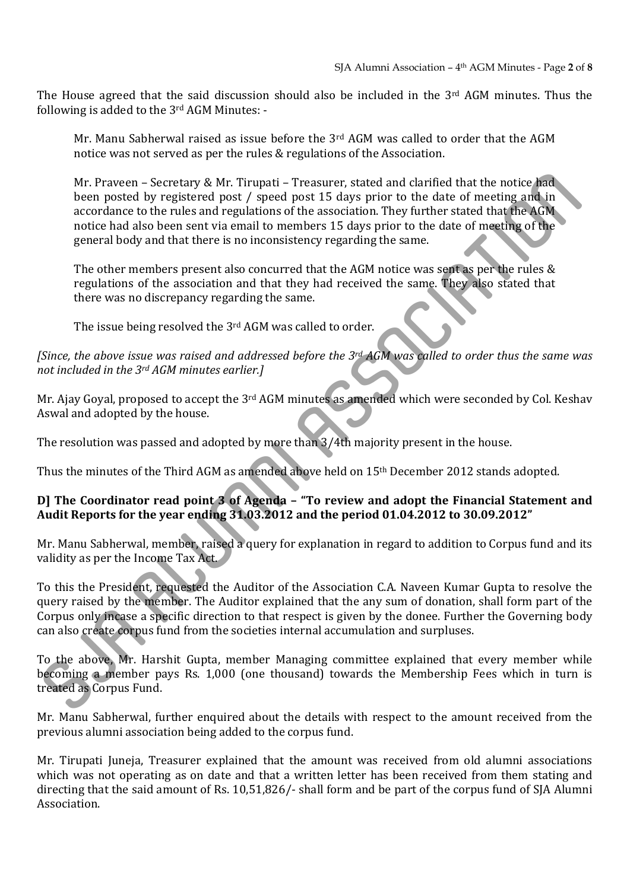The House agreed that the said discussion should also be included in the 3rd AGM minutes. Thus the following is added to the 3rd AGM Minutes: -

> Mr. Manu Sabherwal raised as issue before the 3rd AGM was called to order that the AGM notice was not served as per the rules & regulations of the Association.
>
> Mr. Praveen – Secretary & Mr. Tirupati – Treasurer, stated and clarified that the notice had been posted by registered post / speed post 15 days prior to the date of meeting and in accordance to the rules and regulations of the association. They further stated that the AGM notice had also been sent via email to members 15 days prior to the date of meeting of the general body and that there is no inconsistency regarding the same.
>
> The other members present also concurred that the AGM notice was sent as per the rules & regulations of the association and that they had received the same. They also stated that there was no discrepancy regarding the same.
>
> The issue being resolved the 3rd AGM was called to order.

*[Since, the above issue was raised and addressed before the 3rd AGM was called to order thus the same was not included in the 3rd AGM minutes earlier.]*

Mr. Ajay Goyal, proposed to accept the 3rd AGM minutes as amended which were seconded by Col. Keshav Aswal and adopted by the house.

The resolution was passed and adopted by more than 3/4th majority present in the house.

Thus the minutes of the Third AGM as amended above held on 15th December 2012 stands adopted.

**D] The Coordinator read point 3 of Agenda – "To review and adopt the Financial Statement and Audit Reports for the year ending 31.03.2012 and the period 01.04.2012 to 30.09.2012"**

Mr. Manu Sabherwal, member, raised a query for explanation in regard to addition to Corpus fund and its validity as per the Income Tax Act.

To this the President, requested the Auditor of the Association C.A. Naveen Kumar Gupta to resolve the query raised by the member. The Auditor explained that the any sum of donation, shall form part of the Corpus only incase a specific direction to that respect is given by the donee. Further the Governing body can also create corpus fund from the societies internal accumulation and surpluses.

To the above, Mr. Harshit Gupta, member Managing committee explained that every member while becoming a member pays Rs. 1,000 (one thousand) towards the Membership Fees which in turn is treated as Corpus Fund.

Mr. Manu Sabherwal, further enquired about the details with respect to the amount received from the previous alumni association being added to the corpus fund.

Mr. Tirupati Juneja, Treasurer explained that the amount was received from old alumni associations which was not operating as on date and that a written letter has been received from them stating and directing that the said amount of Rs. 10,51,826/- shall form and be part of the corpus fund of SJA Alumni Association.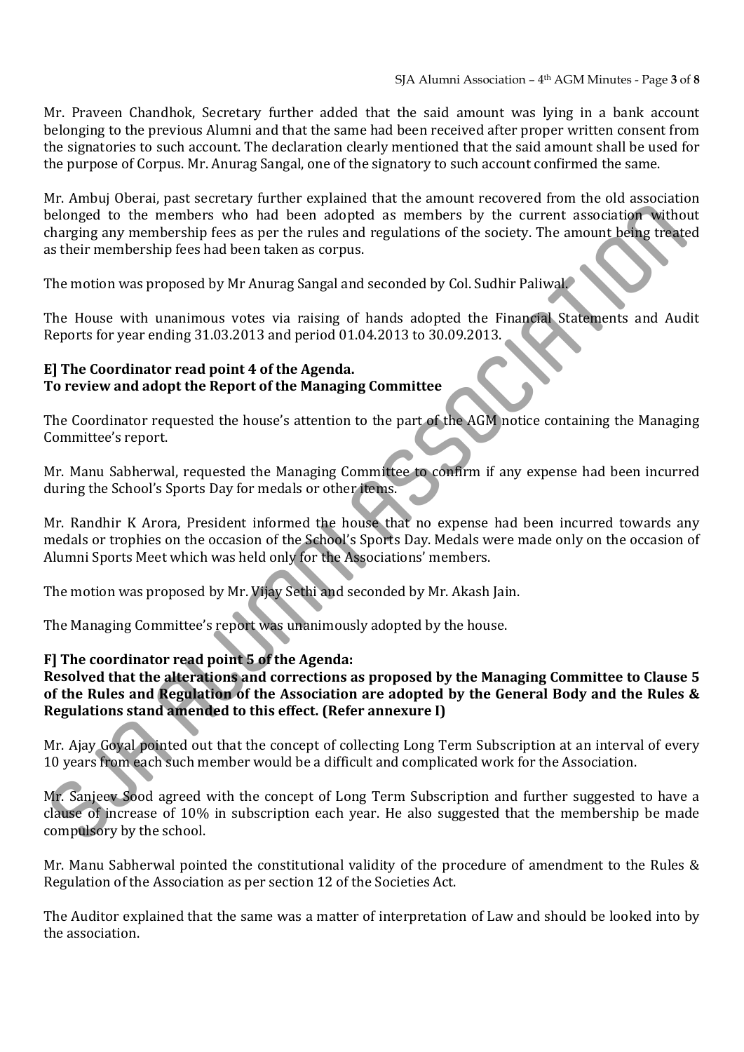Mr. Praveen Chandhok, Secretary further added that the said amount was lying in a bank account belonging to the previous Alumni and that the same had been received after proper written consent from the signatories to such account. The declaration clearly mentioned that the said amount shall be used for the purpose of Corpus. Mr. Anurag Sangal, one of the signatory to such account confirmed the same.

Mr. Ambuj Oberai, past secretary further explained that the amount recovered from the old association belonged to the members who had been adopted as members by the current association without charging any membership fees as per the rules and regulations of the society. The amount being treated as their membership fees had been taken as corpus.

The motion was proposed by Mr Anurag Sangal and seconded by Col. Sudhir Paliwal.

The House with unanimous votes via raising of hands adopted the Financial Statements and Audit Reports for year ending 31.03.2013 and period 01.04.2013 to 30.09.2013.

**E] The Coordinator read point 4 of the Agenda.**
**To review and adopt the Report of the Managing Committee**

The Coordinator requested the house's attention to the part of the AGM notice containing the Managing Committee's report.

Mr. Manu Sabherwal, requested the Managing Committee to confirm if any expense had been incurred during the School's Sports Day for medals or other items.

Mr. Randhir K Arora, President informed the house that no expense had been incurred towards any medals or trophies on the occasion of the School's Sports Day. Medals were made only on the occasion of Alumni Sports Meet which was held only for the Associations' members.

The motion was proposed by Mr. Vijay Sethi and seconded by Mr. Akash Jain.

The Managing Committee's report was unanimously adopted by the house.

**F] The coordinator read point 5 of the Agenda:**
**Resolved that the alterations and corrections as proposed by the Managing Committee to Clause 5 of the Rules and Regulation of the Association are adopted by the General Body and the Rules & Regulations stand amended to this effect. (Refer annexure I)**

Mr. Ajay Goyal pointed out that the concept of collecting Long Term Subscription at an interval of every 10 years from each such member would be a difficult and complicated work for the Association.

Mr. Sanjeev Sood agreed with the concept of Long Term Subscription and further suggested to have a clause of increase of 10% in subscription each year. He also suggested that the membership be made compulsory by the school.

Mr. Manu Sabherwal pointed the constitutional validity of the procedure of amendment to the Rules & Regulation of the Association as per section 12 of the Societies Act.

The Auditor explained that the same was a matter of interpretation of Law and should be looked into by the association.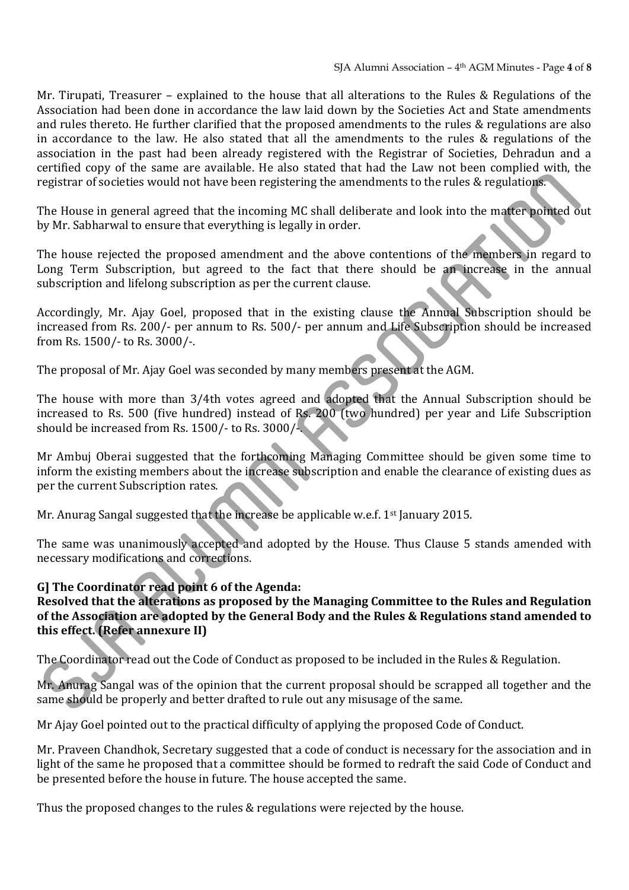Mr. Tirupati, Treasurer – explained to the house that all alterations to the Rules & Regulations of the Association had been done in accordance the law laid down by the Societies Act and State amendments and rules thereto. He further clarified that the proposed amendments to the rules & regulations are also in accordance to the law. He also stated that all the amendments to the rules & regulations of the association in the past had been already registered with the Registrar of Societies, Dehradun and a certified copy of the same are available. He also stated that had the Law not been complied with, the registrar of societies would not have been registering the amendments to the rules & regulations.

The House in general agreed that the incoming MC shall deliberate and look into the matter pointed out by Mr. Sabharwal to ensure that everything is legally in order.

The house rejected the proposed amendment and the above contentions of the members in regard to Long Term Subscription, but agreed to the fact that there should be an increase in the annual subscription and lifelong subscription as per the current clause.

Accordingly, Mr. Ajay Goel, proposed that in the existing clause the Annual Subscription should be increased from Rs. 200/- per annum to Rs. 500/- per annum and Life Subscription should be increased from Rs. 1500/- to Rs. 3000/-.

The proposal of Mr. Ajay Goel was seconded by many members present at the AGM.

The house with more than 3/4th votes agreed and adopted that the Annual Subscription should be increased to Rs. 500 (five hundred) instead of Rs. 200 (two hundred) per year and Life Subscription should be increased from Rs. 1500/- to Rs. 3000/-.

Mr Ambuj Oberai suggested that the forthcoming Managing Committee should be given some time to inform the existing members about the increase subscription and enable the clearance of existing dues as per the current Subscription rates.

Mr. Anurag Sangal suggested that the increase be applicable w.e.f. 1st January 2015.

The same was unanimously accepted and adopted by the House. Thus Clause 5 stands amended with necessary modifications and corrections.

**G] The Coordinator read point 6 of the Agenda:**

**Resolved that the alterations as proposed by the Managing Committee to the Rules and Regulation of the Association are adopted by the General Body and the Rules & Regulations stand amended to this effect. (Refer annexure II)**

The Coordinator read out the Code of Conduct as proposed to be included in the Rules & Regulation.

Mr. Anurag Sangal was of the opinion that the current proposal should be scrapped all together and the same should be properly and better drafted to rule out any misusage of the same.

Mr Ajay Goel pointed out to the practical difficulty of applying the proposed Code of Conduct.

Mr. Praveen Chandhok, Secretary suggested that a code of conduct is necessary for the association and in light of the same he proposed that a committee should be formed to redraft the said Code of Conduct and be presented before the house in future. The house accepted the same.

Thus the proposed changes to the rules & regulations were rejected by the house.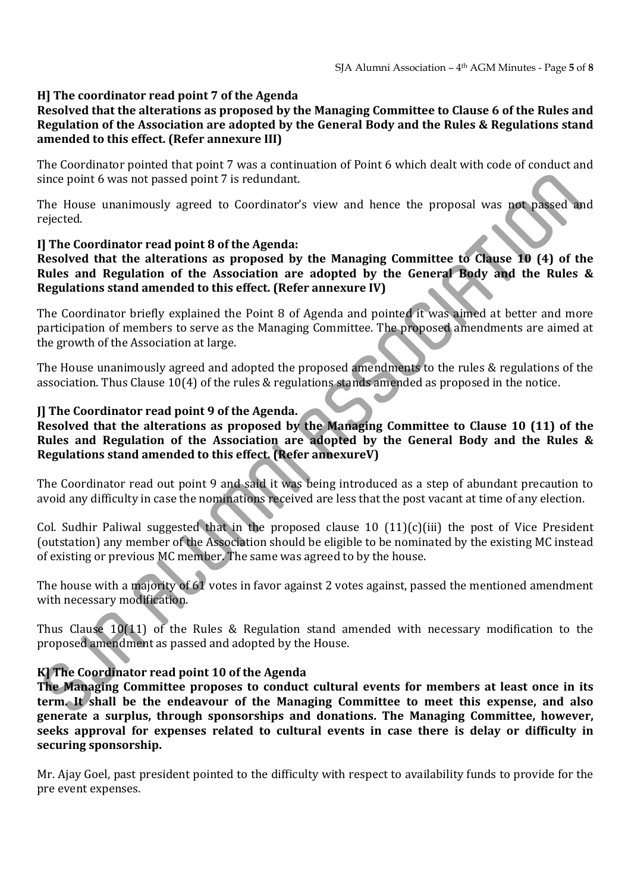**H] The coordinator read point 7 of the Agenda**

**Resolved that the alterations as proposed by the Managing Committee to Clause 6 of the Rules and Regulation of the Association are adopted by the General Body and the Rules & Regulations stand amended to this effect. (Refer annexure III)**

The Coordinator pointed that point 7 was a continuation of Point 6 which dealt with code of conduct and since point 6 was not passed point 7 is redundant.

The House unanimously agreed to Coordinator's view and hence the proposal was not passed and rejected.

**I] The Coordinator read point 8 of the Agenda:**

**Resolved that the alterations as proposed by the Managing Committee to Clause 10 (4) of the Rules and Regulation of the Association are adopted by the General Body and the Rules & Regulations stand amended to this effect. (Refer annexure IV)**

The Coordinator briefly explained the Point 8 of Agenda and pointed it was aimed at better and more participation of members to serve as the Managing Committee. The proposed amendments are aimed at the growth of the Association at large.

The House unanimously agreed and adopted the proposed amendments to the rules & regulations of the association. Thus Clause 10(4) of the rules & regulations stands amended as proposed in the notice.

**J] The Coordinator read point 9 of the Agenda.**

**Resolved that the alterations as proposed by the Managing Committee to Clause 10 (11) of the Rules and Regulation of the Association are adopted by the General Body and the Rules & Regulations stand amended to this effect. (Refer annexureV)**

The Coordinator read out point 9 and said it was being introduced as a step of abundant precaution to avoid any difficulty in case the nominations received are less that the post vacant at time of any election.

Col. Sudhir Paliwal suggested that in the proposed clause 10 (11)(c)(iii) the post of Vice President (outstation) any member of the Association should be eligible to be nominated by the existing MC instead of existing or previous MC member. The same was agreed to by the house.

The house with a majority of 61 votes in favor against 2 votes against, passed the mentioned amendment with necessary modification.

Thus Clause 10(11) of the Rules & Regulation stand amended with necessary modification to the proposed amendment as passed and adopted by the House.

**K] The Coordinator read point 10 of the Agenda**

**The Managing Committee proposes to conduct cultural events for members at least once in its term. It shall be the endeavour of the Managing Committee to meet this expense, and also generate a surplus, through sponsorships and donations. The Managing Committee, however, seeks approval for expenses related to cultural events in case there is delay or difficulty in securing sponsorship.**

Mr. Ajay Goel, past president pointed to the difficulty with respect to availability funds to provide for the pre event expenses.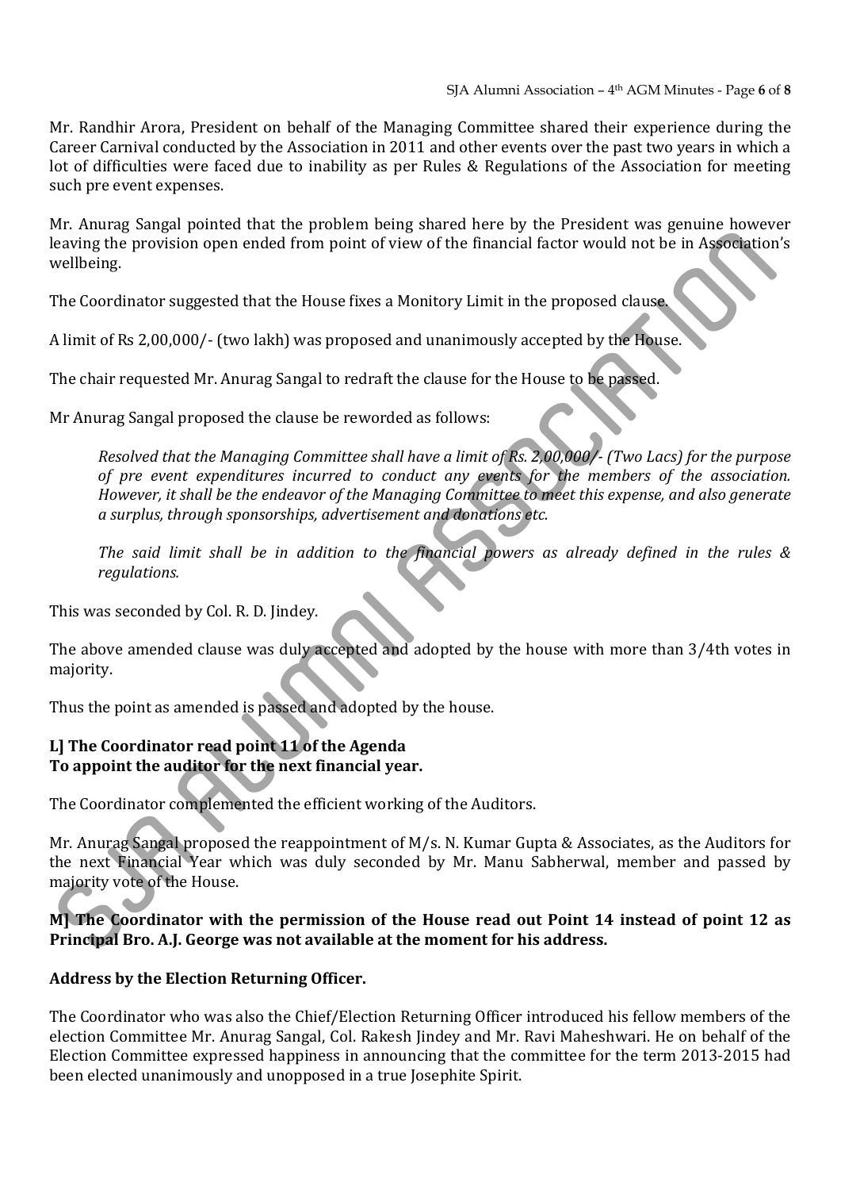Mr. Randhir Arora, President on behalf of the Managing Committee shared their experience during the Career Carnival conducted by the Association in 2011 and other events over the past two years in which a lot of difficulties were faced due to inability as per Rules & Regulations of the Association for meeting such pre event expenses.

Mr. Anurag Sangal pointed that the problem being shared here by the President was genuine however leaving the provision open ended from point of view of the financial factor would not be in Association's wellbeing.

The Coordinator suggested that the House fixes a Monitory Limit in the proposed clause.

A limit of Rs 2,00,000/- (two lakh) was proposed and unanimously accepted by the House.

The chair requested Mr. Anurag Sangal to redraft the clause for the House to be passed.

Mr Anurag Sangal proposed the clause be reworded as follows:

> *Resolved that the Managing Committee shall have a limit of Rs. 2,00,000/- (Two Lacs) for the purpose of pre event expenditures incurred to conduct any events for the members of the association. However, it shall be the endeavor of the Managing Committee to meet this expense, and also generate a surplus, through sponsorships, advertisement and donations etc.*
>
> *The said limit shall be in addition to the financial powers as already defined in the rules & regulations.*

This was seconded by Col. R. D. Jindey.

The above amended clause was duly accepted and adopted by the house with more than 3/4th votes in majority.

Thus the point as amended is passed and adopted by the house.

**L] The Coordinator read point 11 of the Agenda**
**To appoint the auditor for the next financial year.**

The Coordinator complemented the efficient working of the Auditors.

Mr. Anurag Sangal proposed the reappointment of M/s. N. Kumar Gupta & Associates, as the Auditors for the next Financial Year which was duly seconded by Mr. Manu Sabherwal, member and passed by majority vote of the House.

**M] The Coordinator with the permission of the House read out Point 14 instead of point 12 as Principal Bro. A.J. George was not available at the moment for his address.**

**Address by the Election Returning Officer.**

The Coordinator who was also the Chief/Election Returning Officer introduced his fellow members of the election Committee Mr. Anurag Sangal, Col. Rakesh Jindey and Mr. Ravi Maheshwari. He on behalf of the Election Committee expressed happiness in announcing that the committee for the term 2013-2015 had been elected unanimously and unopposed in a true Josephite Spirit.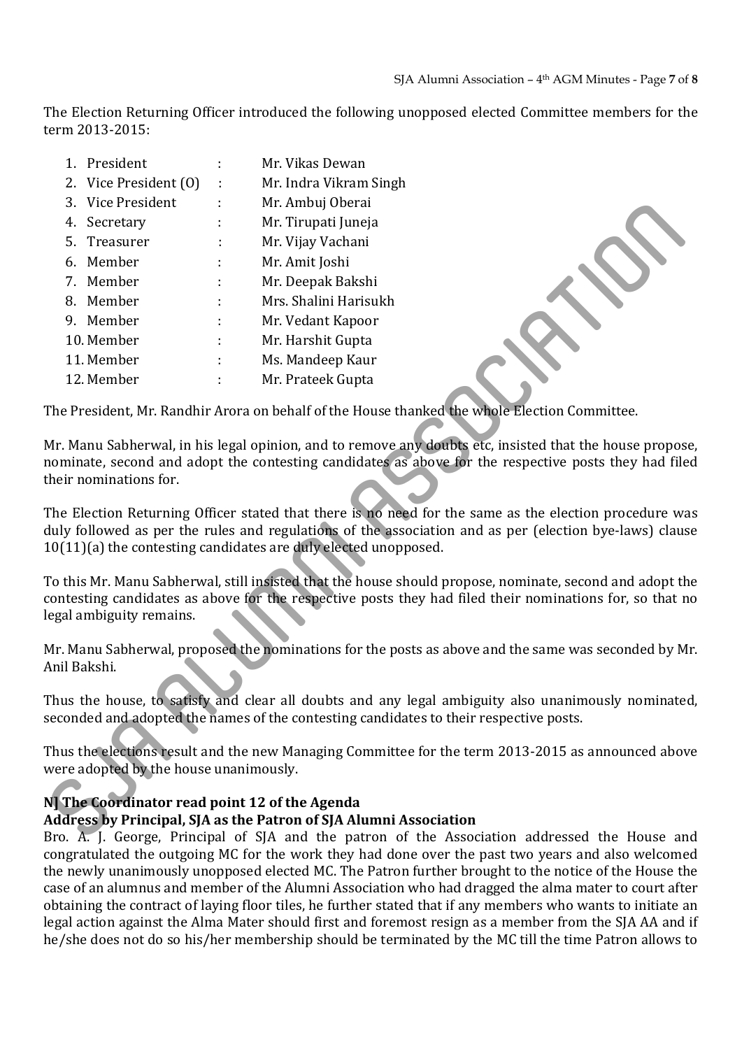The Election Returning Officer introduced the following unopposed elected Committee members for the term 2013-2015:

1. President : Mr. Vikas Dewan
2. Vice President (O) : Mr. Indra Vikram Singh
3. Vice President : Mr. Ambuj Oberai
4. Secretary : Mr. Tirupati Juneja
5. Treasurer : Mr. Vijay Vachani
6. Member : Mr. Amit Joshi
7. Member : Mr. Deepak Bakshi
8. Member : Mrs. Shalini Harisukh
9. Member : Mr. Vedant Kapoor
10. Member : Mr. Harshit Gupta
11. Member : Ms. Mandeep Kaur
12. Member : Mr. Prateek Gupta

The President, Mr. Randhir Arora on behalf of the House thanked the whole Election Committee.

Mr. Manu Sabherwal, in his legal opinion, and to remove any doubts etc, insisted that the house propose, nominate, second and adopt the contesting candidates as above for the respective posts they had filed their nominations for.

The Election Returning Officer stated that there is no need for the same as the election procedure was duly followed as per the rules and regulations of the association and as per (election bye-laws) clause 10(11)(a) the contesting candidates are duly elected unopposed.

To this Mr. Manu Sabherwal, still insisted that the house should propose, nominate, second and adopt the contesting candidates as above for the respective posts they had filed their nominations for, so that no legal ambiguity remains.

Mr. Manu Sabherwal, proposed the nominations for the posts as above and the same was seconded by Mr. Anil Bakshi.

Thus the house, to satisfy and clear all doubts and any legal ambiguity also unanimously nominated, seconded and adopted the names of the contesting candidates to their respective posts.

Thus the elections result and the new Managing Committee for the term 2013-2015 as announced above were adopted by the house unanimously.

**N] The Coordinator read point 12 of the Agenda**
**Address by Principal, SJA as the Patron of SJA Alumni Association**

Bro. A. J. George, Principal of SJA and the patron of the Association addressed the House and congratulated the outgoing MC for the work they had done over the past two years and also welcomed the newly unanimously unopposed elected MC. The Patron further brought to the notice of the House the case of an alumnus and member of the Alumni Association who had dragged the alma mater to court after obtaining the contract of laying floor tiles, he further stated that if any members who wants to initiate an legal action against the Alma Mater should first and foremost resign as a member from the SJA AA and if he/she does not do so his/her membership should be terminated by the MC till the time Patron allows to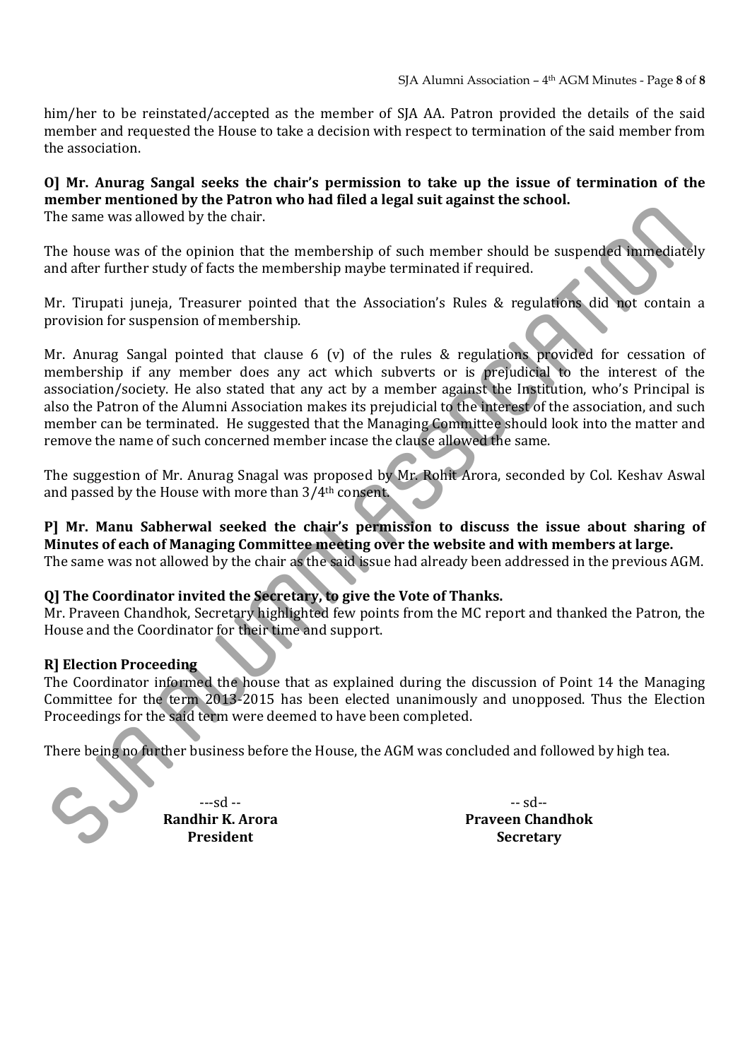him/her to be reinstated/accepted as the member of SJA AA. Patron provided the details of the said member and requested the House to take a decision with respect to termination of the said member from the association.

**O] Mr. Anurag Sangal seeks the chair's permission to take up the issue of termination of the member mentioned by the Patron who had filed a legal suit against the school.**
The same was allowed by the chair.

The house was of the opinion that the membership of such member should be suspended immediately and after further study of facts the membership maybe terminated if required.

Mr. Tirupati juneja, Treasurer pointed that the Association's Rules & regulations did not contain a provision for suspension of membership.

Mr. Anurag Sangal pointed that clause 6 (v) of the rules & regulations provided for cessation of membership if any member does any act which subverts or is prejudicial to the interest of the association/society. He also stated that any act by a member against the Institution, who's Principal is also the Patron of the Alumni Association makes its prejudicial to the interest of the association, and such member can be terminated. He suggested that the Managing Committee should look into the matter and remove the name of such concerned member incase the clause allowed the same.

The suggestion of Mr. Anurag Snagal was proposed by Mr. Rohit Arora, seconded by Col. Keshav Aswal and passed by the House with more than 3/4th consent.

**P] Mr. Manu Sabherwal seeked the chair's permission to discuss the issue about sharing of Minutes of each of Managing Committee meeting over the website and with members at large.**
The same was not allowed by the chair as the said issue had already been addressed in the previous AGM.

**Q] The Coordinator invited the Secretary, to give the Vote of Thanks.**
Mr. Praveen Chandhok, Secretary highlighted few points from the MC report and thanked the Patron, the House and the Coordinator for their time and support.

**R] Election Proceeding**
The Coordinator informed the house that as explained during the discussion of Point 14 the Managing Committee for the term 2013-2015 has been elected unanimously and unopposed. Thus the Election Proceedings for the said term were deemed to have been completed.

There being no further business before the House, the AGM was concluded and followed by high tea.

---sd --
**Randhir K. Arora**
**President**

-- sd--
**Praveen Chandhok**
**Secretary**